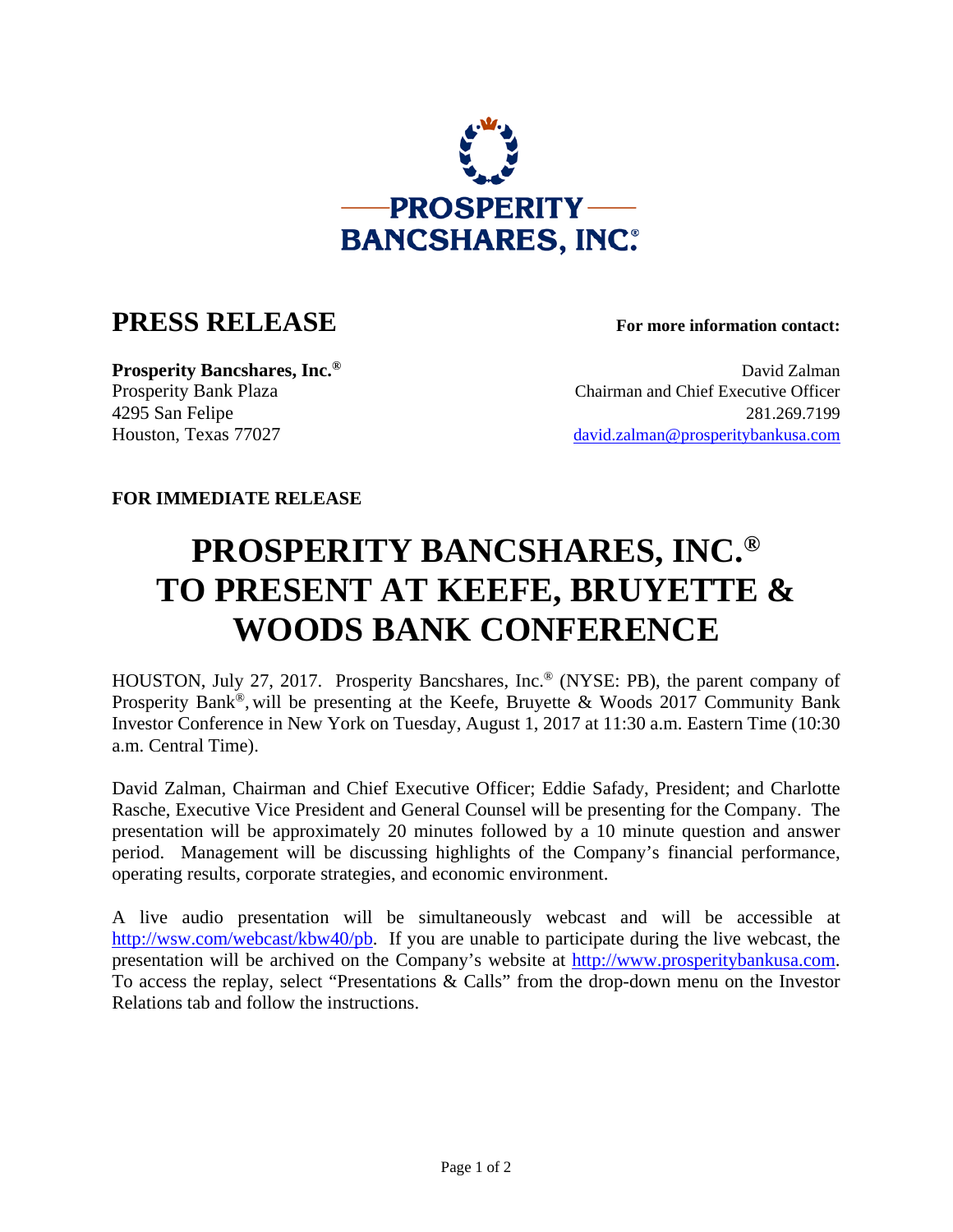PROSPERITY BANCSHARES, INC.®

## PRESS RELEASE

**For more information contact:**

**Prosperity Bancshares, Inc.®**
Prosperity Bank Plaza
4295 San Felipe
Houston, Texas 77027

David Zalman
Chairman and Chief Executive Officer
281.269.7199
david.zalman@prosperitybankusa.com

**FOR IMMEDIATE RELEASE**

# PROSPERITY BANCSHARES, INC.® TO PRESENT AT KEEFE, BRUYETTE & WOODS BANK CONFERENCE

HOUSTON, July 27, 2017. Prosperity Bancshares, Inc.® (NYSE: PB), the parent company of Prosperity Bank®, will be presenting at the Keefe, Bruyette & Woods 2017 Community Bank Investor Conference in New York on Tuesday, August 1, 2017 at 11:30 a.m. Eastern Time (10:30 a.m. Central Time).

David Zalman, Chairman and Chief Executive Officer; Eddie Safady, President; and Charlotte Rasche, Executive Vice President and General Counsel will be presenting for the Company. The presentation will be approximately 20 minutes followed by a 10 minute question and answer period. Management will be discussing highlights of the Company's financial performance, operating results, corporate strategies, and economic environment.

A live audio presentation will be simultaneously webcast and will be accessible at http://wsw.com/webcast/kbw40/pb. If you are unable to participate during the live webcast, the presentation will be archived on the Company's website at http://www.prosperitybankusa.com. To access the replay, select "Presentations & Calls" from the drop-down menu on the Investor Relations tab and follow the instructions.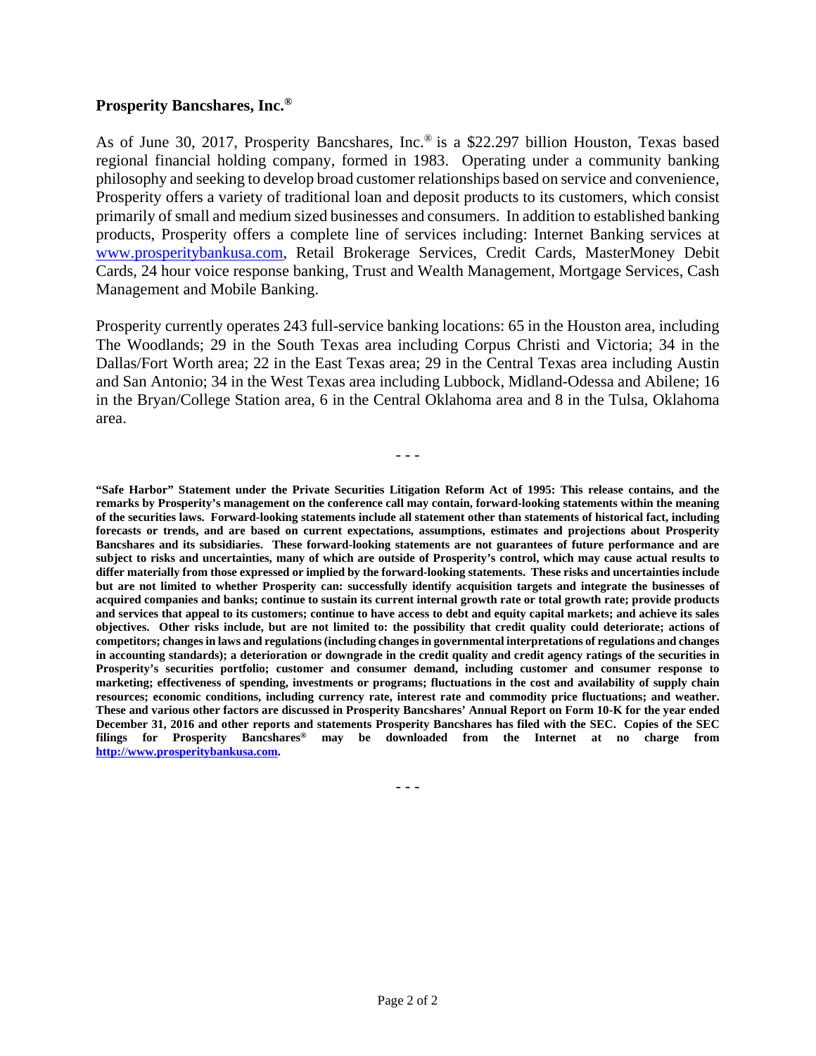**Prosperity Bancshares, Inc.®**

As of June 30, 2017, Prosperity Bancshares, Inc.® is a $22.297 billion Houston, Texas based regional financial holding company, formed in 1983. Operating under a community banking philosophy and seeking to develop broad customer relationships based on service and convenience, Prosperity offers a variety of traditional loan and deposit products to its customers, which consist primarily of small and medium sized businesses and consumers. In addition to established banking products, Prosperity offers a complete line of services including: Internet Banking services at www.prosperitybankusa.com, Retail Brokerage Services, Credit Cards, MasterMoney Debit Cards, 24 hour voice response banking, Trust and Wealth Management, Mortgage Services, Cash Management and Mobile Banking.

Prosperity currently operates 243 full-service banking locations: 65 in the Houston area, including The Woodlands; 29 in the South Texas area including Corpus Christi and Victoria; 34 in the Dallas/Fort Worth area; 22 in the East Texas area; 29 in the Central Texas area including Austin and San Antonio; 34 in the West Texas area including Lubbock, Midland-Odessa and Abilene; 16 in the Bryan/College Station area, 6 in the Central Oklahoma area and 8 in the Tulsa, Oklahoma area.

\- - -

**"Safe Harbor" Statement under the Private Securities Litigation Reform Act of 1995: This release contains, and the remarks by Prosperity's management on the conference call may contain, forward-looking statements within the meaning of the securities laws. Forward-looking statements include all statement other than statements of historical fact, including forecasts or trends, and are based on current expectations, assumptions, estimates and projections about Prosperity Bancshares and its subsidiaries. These forward-looking statements are not guarantees of future performance and are subject to risks and uncertainties, many of which are outside of Prosperity's control, which may cause actual results to differ materially from those expressed or implied by the forward-looking statements. These risks and uncertainties include but are not limited to whether Prosperity can: successfully identify acquisition targets and integrate the businesses of acquired companies and banks; continue to sustain its current internal growth rate or total growth rate; provide products and services that appeal to its customers; continue to have access to debt and equity capital markets; and achieve its sales objectives. Other risks include, but are not limited to: the possibility that credit quality could deteriorate; actions of competitors; changes in laws and regulations (including changes in governmental interpretations of regulations and changes in accounting standards); a deterioration or downgrade in the credit quality and credit agency ratings of the securities in Prosperity's securities portfolio; customer and consumer demand, including customer and consumer response to marketing; effectiveness of spending, investments or programs; fluctuations in the cost and availability of supply chain resources; economic conditions, including currency rate, interest rate and commodity price fluctuations; and weather. These and various other factors are discussed in Prosperity Bancshares' Annual Report on Form 10-K for the year ended December 31, 2016 and other reports and statements Prosperity Bancshares has filed with the SEC. Copies of the SEC filings for Prosperity Bancshares® may be downloaded from the Internet at no charge from http://www.prosperitybankusa.com.**

\- - -